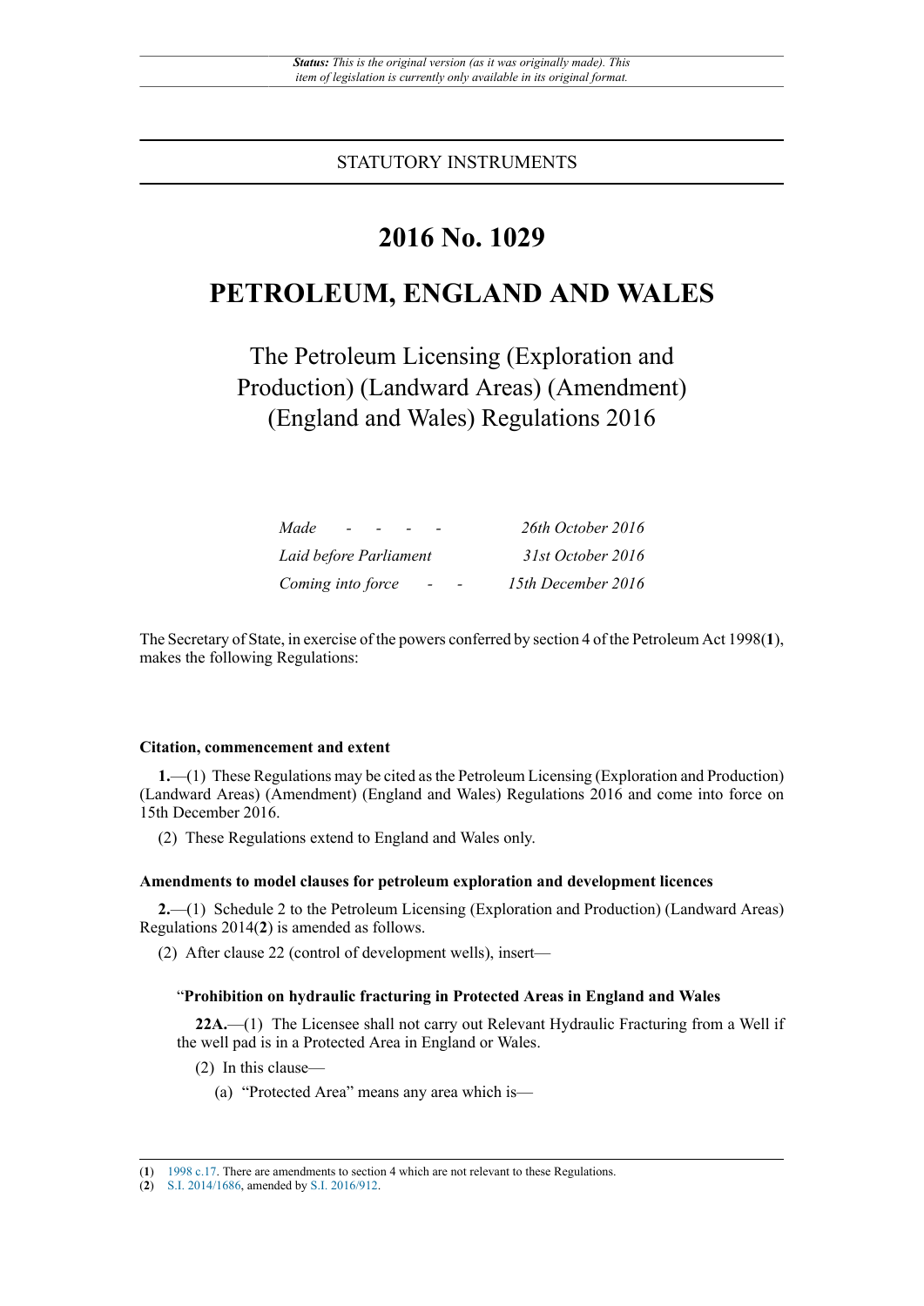*Status: This is the original version (as it was originally made). This item of legislation is currently only available in its original format.*

STATUTORY INSTRUMENTS

# 2016 No. 1029

# PETROLEUM, ENGLAND AND WALES

## The Petroleum Licensing (Exploration and Production) (Landward Areas) (Amendment) (England and Wales) Regulations 2016

| | |
|---|---|
| *Made - - - -* | *26th October 2016* |
| *Laid before Parliament* | *31st October 2016* |
| *Coming into force - -* | *15th December 2016* |

The Secretary of State, in exercise of the powers conferred by section 4 of the Petroleum Act 1998([1]), makes the following Regulations:

**Citation, commencement and extent**

**1.**—(1) These Regulations may be cited as the Petroleum Licensing (Exploration and Production) (Landward Areas) (Amendment) (England and Wales) Regulations 2016 and come into force on 15th December 2016.

(2) These Regulations extend to England and Wales only.

**Amendments to model clauses for petroleum exploration and development licences**

**2.**—(1) Schedule 2 to the Petroleum Licensing (Exploration and Production) (Landward Areas) Regulations 2014([2]) is amended as follows.

(2) After clause 22 (control of development wells), insert—

"**Prohibition on hydraulic fracturing in Protected Areas in England and Wales**

**22A.**—(1) The Licensee shall not carry out Relevant Hydraulic Fracturing from a Well if the well pad is in a Protected Area in England or Wales.

(2) In this clause—

(a) "Protected Area" means any area which is—

---

([1]) 1998 c.17. There are amendments to section 4 which are not relevant to these Regulations.

([2]) S.I. 2014/1686, amended by S.I. 2016/912.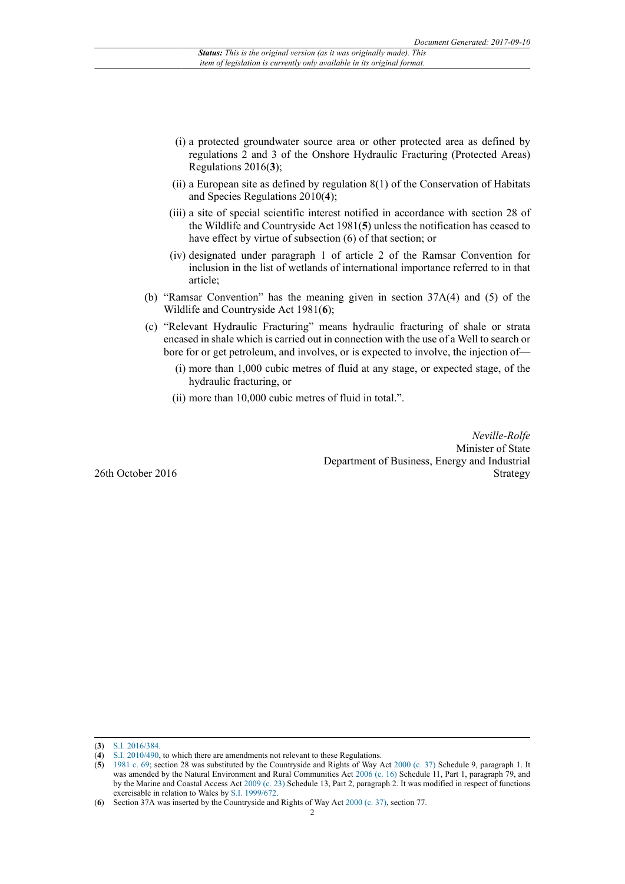(i) a protected groundwater source area or other protected area as defined by regulations 2 and 3 of the Onshore Hydraulic Fracturing (Protected Areas) Regulations 2016([3]);

(ii) a European site as defined by regulation 8(1) of the Conservation of Habitats and Species Regulations 2010([4]);

(iii) a site of special scientific interest notified in accordance with section 28 of the Wildlife and Countryside Act 1981([5]) unless the notification has ceased to have effect by virtue of subsection (6) of that section; or

(iv) designated under paragraph 1 of article 2 of the Ramsar Convention for inclusion in the list of wetlands of international importance referred to in that article;

(b) "Ramsar Convention" has the meaning given in section 37A(4) and (5) of the Wildlife and Countryside Act 1981([6]);

(c) "Relevant Hydraulic Fracturing" means hydraulic fracturing of shale or strata encased in shale which is carried out in connection with the use of a Well to search or bore for or get petroleum, and involves, or is expected to involve, the injection of—

(i) more than 1,000 cubic metres of fluid at any stage, or expected stage, of the hydraulic fracturing, or

(ii) more than 10,000 cubic metres of fluid in total.".

*Neville-Rolfe*
Minister of State
Department of Business, Energy and Industrial Strategy

26th October 2016

---

([3]) S.I. 2016/384.

([4]) S.I. 2010/490, to which there are amendments not relevant to these Regulations.

([5]) 1981 c. 69; section 28 was substituted by the Countryside and Rights of Way Act 2000 (c. 37) Schedule 9, paragraph 1. It was amended by the Natural Environment and Rural Communities Act 2006 (c. 16) Schedule 11, Part 1, paragraph 79, and by the Marine and Coastal Access Act 2009 (c. 23) Schedule 13, Part 2, paragraph 2. It was modified in respect of functions exercisable in relation to Wales by S.I. 1999/672.

([6]) Section 37A was inserted by the Countryside and Rights of Way Act 2000 (c. 37), section 77.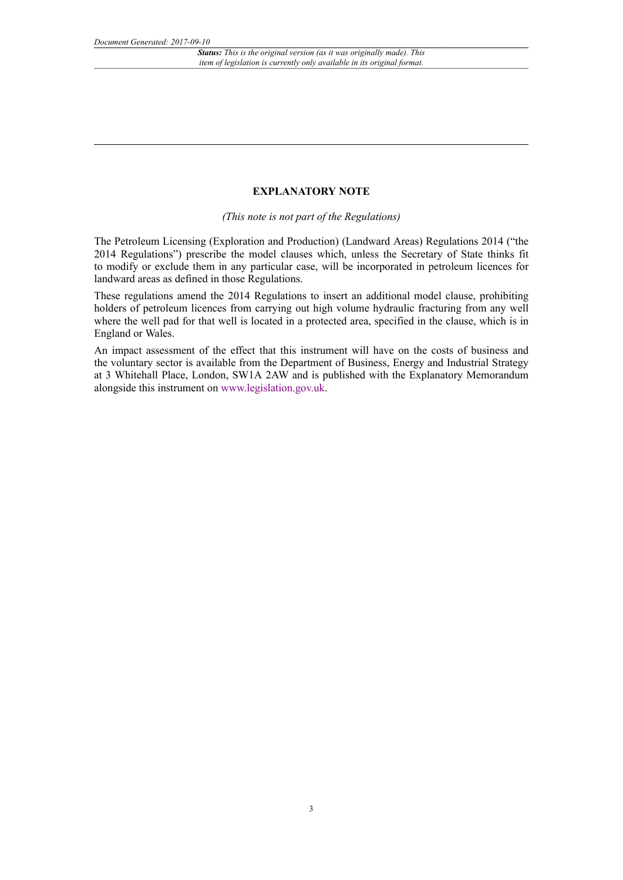## EXPLANATORY NOTE

*(This note is not part of the Regulations)*

The Petroleum Licensing (Exploration and Production) (Landward Areas) Regulations 2014 ("the 2014 Regulations") prescribe the model clauses which, unless the Secretary of State thinks fit to modify or exclude them in any particular case, will be incorporated in petroleum licences for landward areas as defined in those Regulations.

These regulations amend the 2014 Regulations to insert an additional model clause, prohibiting holders of petroleum licences from carrying out high volume hydraulic fracturing from any well where the well pad for that well is located in a protected area, specified in the clause, which is in England or Wales.

An impact assessment of the effect that this instrument will have on the costs of business and the voluntary sector is available from the Department of Business, Energy and Industrial Strategy at 3 Whitehall Place, London, SW1A 2AW and is published with the Explanatory Memorandum alongside this instrument on www.legislation.gov.uk.